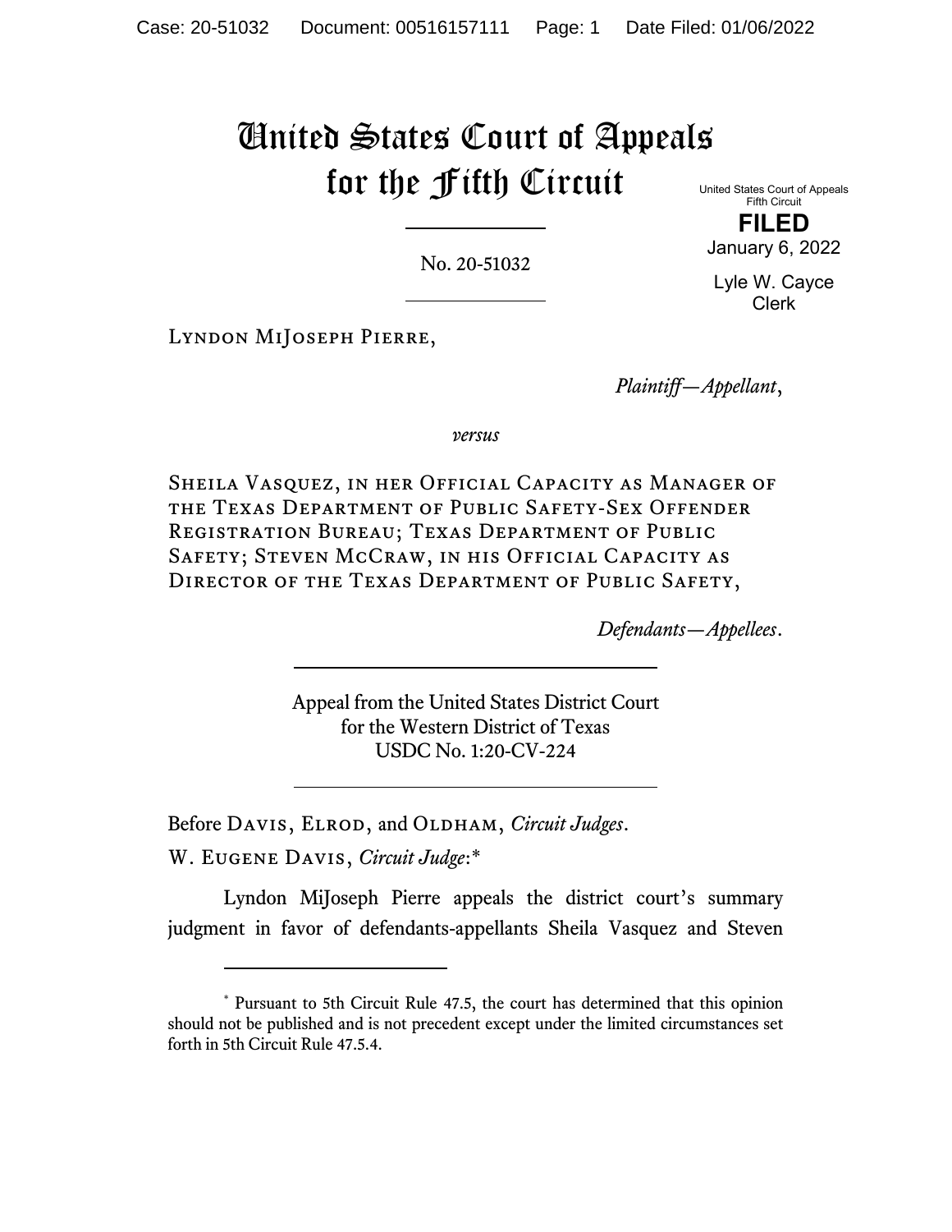# United States Court of Appeals for the Fifth Circuit

United States Court of Appeals
Fifth Circuit

**FILED**

January 6, 2022

Lyle W. Cayce
Clerk

---

No. 20-51032

---

Lyndon MiJoseph Pierre,

*Plaintiff—Appellant*,

*versus*

Sheila Vasquez, in her Official Capacity as Manager of the Texas Department of Public Safety-Sex Offender Registration Bureau; Texas Department of Public Safety; Steven McCraw, in his Official Capacity as Director of the Texas Department of Public Safety,

*Defendants—Appellees*.

---

Appeal from the United States District Court
for the Western District of Texas
USDC No. 1:20-CV-224

---

Before Davis, Elrod, and Oldham, *Circuit Judges*.

W. Eugene Davis, *Circuit Judge*:*

Lyndon MiJoseph Pierre appeals the district court's summary judgment in favor of defendants-appellants Sheila Vasquez and Steven

---

\* Pursuant to 5th Circuit Rule 47.5, the court has determined that this opinion should not be published and is not precedent except under the limited circumstances set forth in 5th Circuit Rule 47.5.4.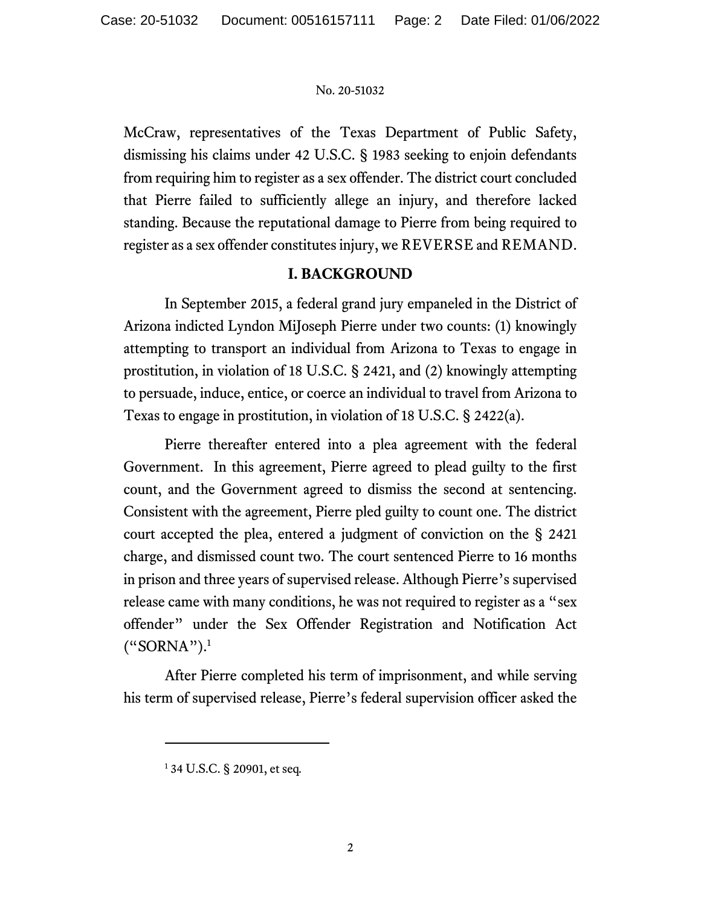McCraw, representatives of the Texas Department of Public Safety, dismissing his claims under 42 U.S.C. § 1983 seeking to enjoin defendants from requiring him to register as a sex offender. The district court concluded that Pierre failed to sufficiently allege an injury, and therefore lacked standing. Because the reputational damage to Pierre from being required to register as a sex offender constitutes injury, we REVERSE and REMAND.

## I. BACKGROUND

In September 2015, a federal grand jury empaneled in the District of Arizona indicted Lyndon MiJoseph Pierre under two counts: (1) knowingly attempting to transport an individual from Arizona to Texas to engage in prostitution, in violation of 18 U.S.C. § 2421, and (2) knowingly attempting to persuade, induce, entice, or coerce an individual to travel from Arizona to Texas to engage in prostitution, in violation of 18 U.S.C. § 2422(a).

Pierre thereafter entered into a plea agreement with the federal Government. In this agreement, Pierre agreed to plead guilty to the first count, and the Government agreed to dismiss the second at sentencing. Consistent with the agreement, Pierre pled guilty to count one. The district court accepted the plea, entered a judgment of conviction on the § 2421 charge, and dismissed count two. The court sentenced Pierre to 16 months in prison and three years of supervised release. Although Pierre's supervised release came with many conditions, he was not required to register as a "sex offender" under the Sex Offender Registration and Notification Act ("SORNA").[1]

After Pierre completed his term of imprisonment, and while serving his term of supervised release, Pierre's federal supervision officer asked the

[1] 34 U.S.C. § 20901, et seq.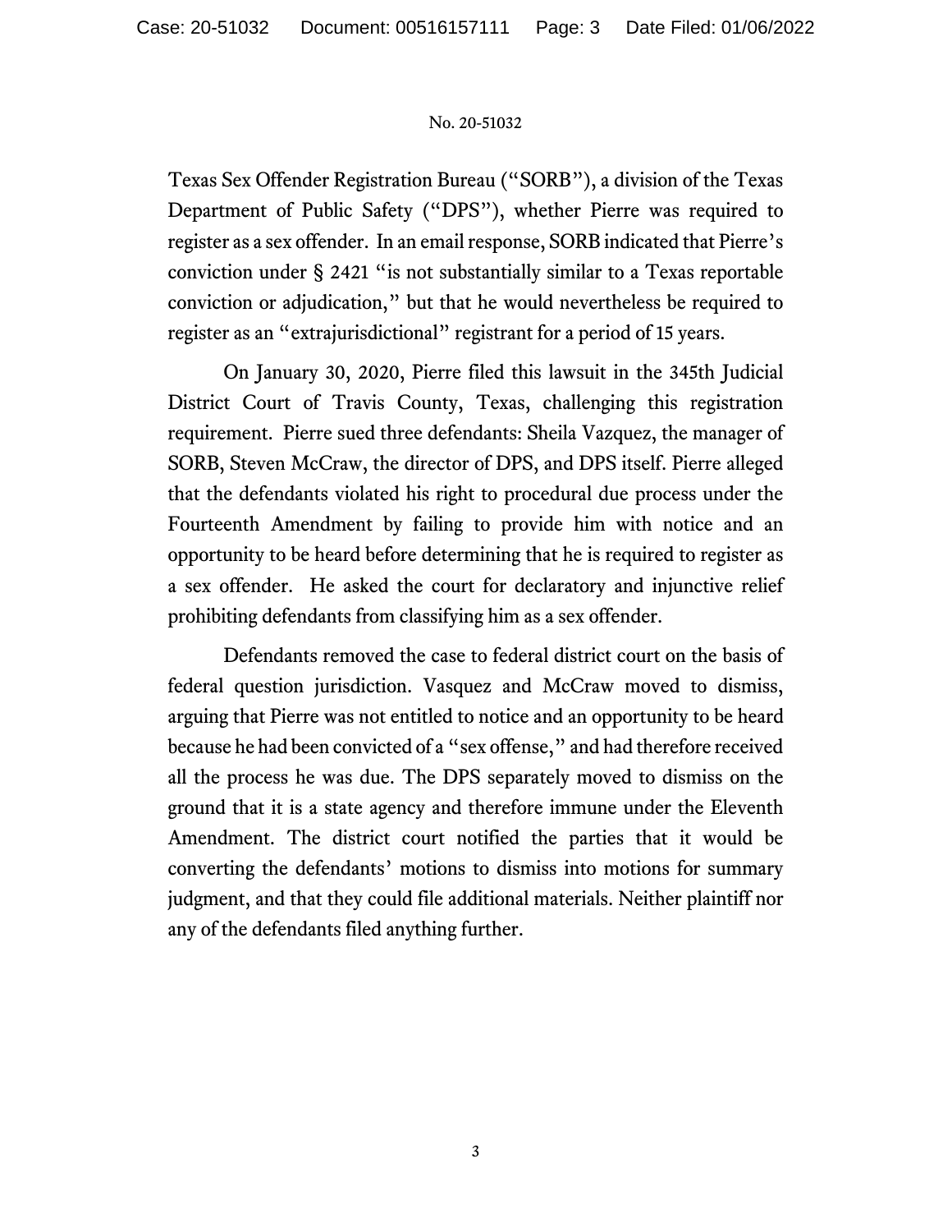Texas Sex Offender Registration Bureau ("SORB"), a division of the Texas Department of Public Safety ("DPS"), whether Pierre was required to register as a sex offender. In an email response, SORB indicated that Pierre's conviction under § 2421 "is not substantially similar to a Texas reportable conviction or adjudication," but that he would nevertheless be required to register as an "extrajurisdictional" registrant for a period of 15 years.

On January 30, 2020, Pierre filed this lawsuit in the 345th Judicial District Court of Travis County, Texas, challenging this registration requirement. Pierre sued three defendants: Sheila Vazquez, the manager of SORB, Steven McCraw, the director of DPS, and DPS itself. Pierre alleged that the defendants violated his right to procedural due process under the Fourteenth Amendment by failing to provide him with notice and an opportunity to be heard before determining that he is required to register as a sex offender. He asked the court for declaratory and injunctive relief prohibiting defendants from classifying him as a sex offender.

Defendants removed the case to federal district court on the basis of federal question jurisdiction. Vasquez and McCraw moved to dismiss, arguing that Pierre was not entitled to notice and an opportunity to be heard because he had been convicted of a "sex offense," and had therefore received all the process he was due. The DPS separately moved to dismiss on the ground that it is a state agency and therefore immune under the Eleventh Amendment. The district court notified the parties that it would be converting the defendants' motions to dismiss into motions for summary judgment, and that they could file additional materials. Neither plaintiff nor any of the defendants filed anything further.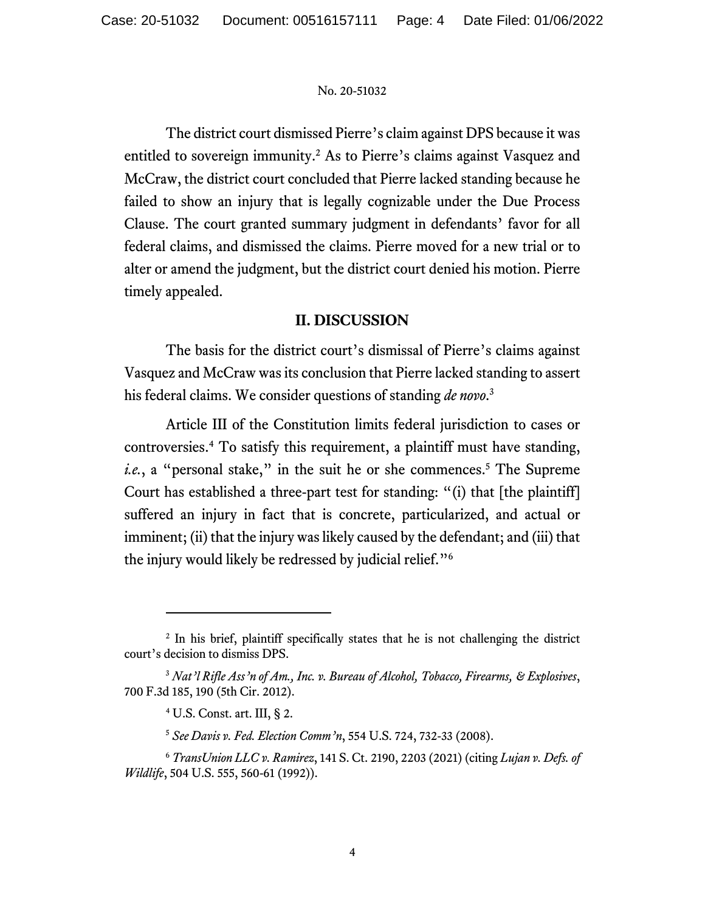The district court dismissed Pierre's claim against DPS because it was entitled to sovereign immunity.[2] As to Pierre's claims against Vasquez and McCraw, the district court concluded that Pierre lacked standing because he failed to show an injury that is legally cognizable under the Due Process Clause. The court granted summary judgment in defendants' favor for all federal claims, and dismissed the claims. Pierre moved for a new trial or to alter or amend the judgment, but the district court denied his motion. Pierre timely appealed.

## II. DISCUSSION

The basis for the district court's dismissal of Pierre's claims against Vasquez and McCraw was its conclusion that Pierre lacked standing to assert his federal claims. We consider questions of standing *de novo*.[3]

Article III of the Constitution limits federal jurisdiction to cases or controversies.[4] To satisfy this requirement, a plaintiff must have standing, *i.e.*, a "personal stake," in the suit he or she commences.[5] The Supreme Court has established a three-part test for standing: "(i) that [the plaintiff] suffered an injury in fact that is concrete, particularized, and actual or imminent; (ii) that the injury was likely caused by the defendant; and (iii) that the injury would likely be redressed by judicial relief."[6]

---

[2] In his brief, plaintiff specifically states that he is not challenging the district court's decision to dismiss DPS.

[3] *Nat'l Rifle Ass'n of Am., Inc. v. Bureau of Alcohol, Tobacco, Firearms, & Explosives*, 700 F.3d 185, 190 (5th Cir. 2012).

[4] U.S. Const. art. III, § 2.

[5] *See Davis v. Fed. Election Comm'n*, 554 U.S. 724, 732-33 (2008).

[6] *TransUnion LLC v. Ramirez*, 141 S. Ct. 2190, 2203 (2021) (citing *Lujan v. Defs. of Wildlife*, 504 U.S. 555, 560-61 (1992)).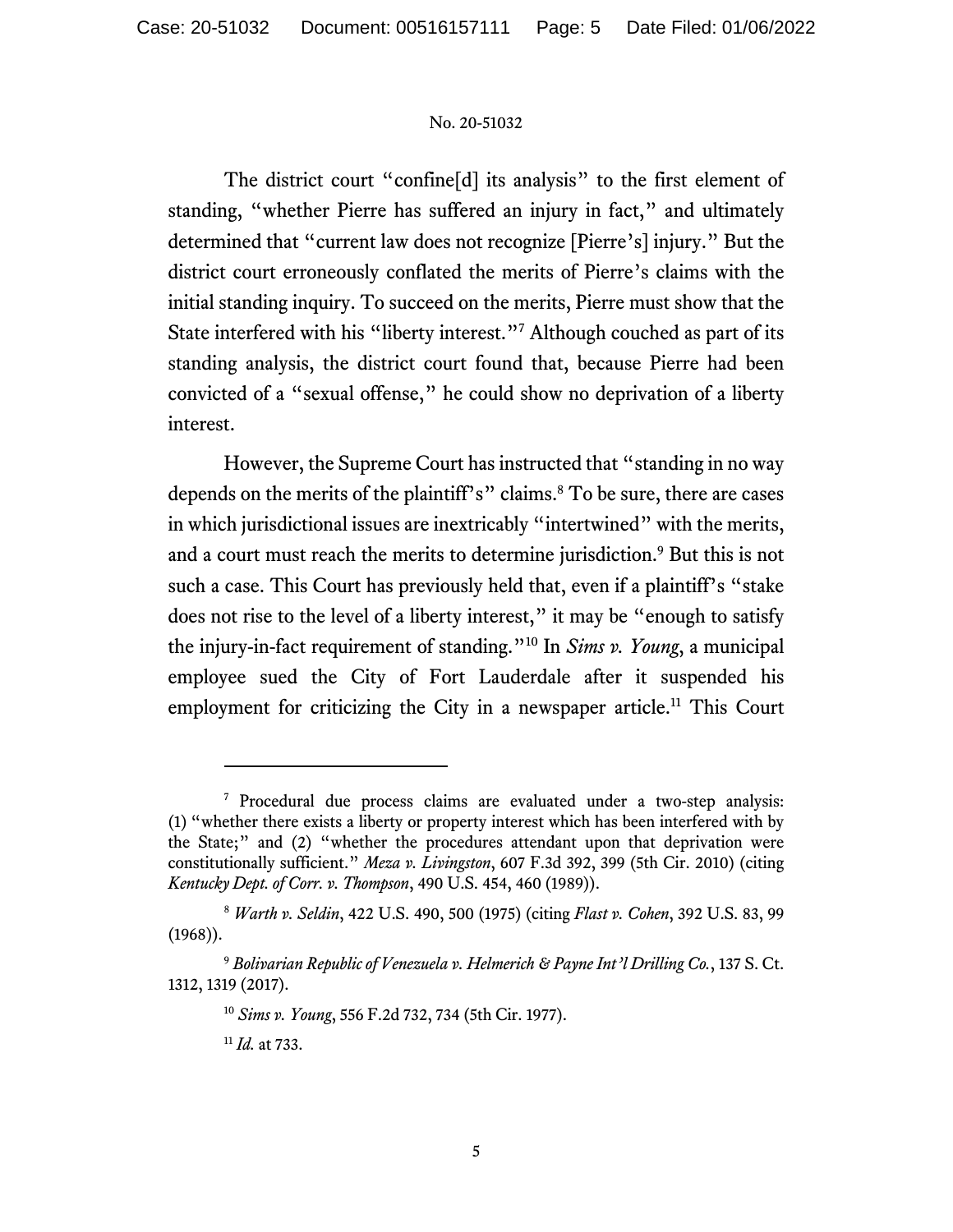The district court "confine[d] its analysis" to the first element of standing, "whether Pierre has suffered an injury in fact," and ultimately determined that "current law does not recognize [Pierre's] injury." But the district court erroneously conflated the merits of Pierre's claims with the initial standing inquiry. To succeed on the merits, Pierre must show that the State interfered with his "liberty interest."[7] Although couched as part of its standing analysis, the district court found that, because Pierre had been convicted of a "sexual offense," he could show no deprivation of a liberty interest.

However, the Supreme Court has instructed that "standing in no way depends on the merits of the plaintiff's" claims.[8] To be sure, there are cases in which jurisdictional issues are inextricably "intertwined" with the merits, and a court must reach the merits to determine jurisdiction.[9] But this is not such a case. This Court has previously held that, even if a plaintiff's "stake does not rise to the level of a liberty interest," it may be "enough to satisfy the injury-in-fact requirement of standing."[10] In *Sims v. Young*, a municipal employee sued the City of Fort Lauderdale after it suspended his employment for criticizing the City in a newspaper article.[11] This Court

---

[7] Procedural due process claims are evaluated under a two-step analysis: (1) "whether there exists a liberty or property interest which has been interfered with by the State;" and (2) "whether the procedures attendant upon that deprivation were constitutionally sufficient." *Meza v. Livingston*, 607 F.3d 392, 399 (5th Cir. 2010) (citing *Kentucky Dept. of Corr. v. Thompson*, 490 U.S. 454, 460 (1989)).

[8] *Warth v. Seldin*, 422 U.S. 490, 500 (1975) (citing *Flast v. Cohen*, 392 U.S. 83, 99 (1968)).

[9] *Bolivarian Republic of Venezuela v. Helmerich & Payne Int'l Drilling Co.*, 137 S. Ct. 1312, 1319 (2017).

[10] *Sims v. Young*, 556 F.2d 732, 734 (5th Cir. 1977).

[11] *Id.* at 733.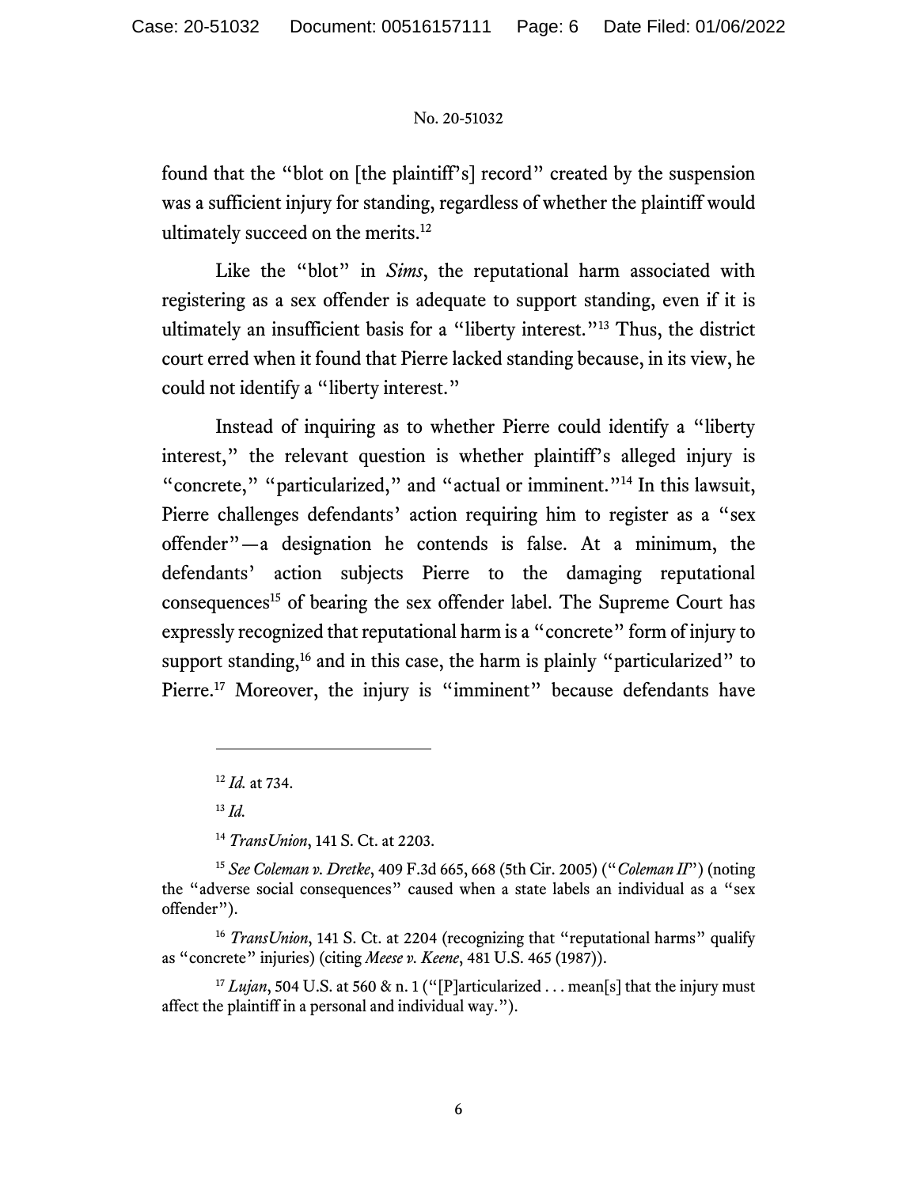found that the "blot on [the plaintiff's] record" created by the suspension was a sufficient injury for standing, regardless of whether the plaintiff would ultimately succeed on the merits.[12]

Like the "blot" in *Sims*, the reputational harm associated with registering as a sex offender is adequate to support standing, even if it is ultimately an insufficient basis for a "liberty interest."[13] Thus, the district court erred when it found that Pierre lacked standing because, in its view, he could not identify a "liberty interest."

Instead of inquiring as to whether Pierre could identify a "liberty interest," the relevant question is whether plaintiff's alleged injury is "concrete," "particularized," and "actual or imminent."[14] In this lawsuit, Pierre challenges defendants' action requiring him to register as a "sex offender"—a designation he contends is false. At a minimum, the defendants' action subjects Pierre to the damaging reputational consequences[15] of bearing the sex offender label. The Supreme Court has expressly recognized that reputational harm is a "concrete" form of injury to support standing,[16] and in this case, the harm is plainly "particularized" to Pierre.[17] Moreover, the injury is "imminent" because defendants have

---

[12] *Id.* at 734.

[13] *Id.*

[14] *TransUnion*, 141 S. Ct. at 2203.

[15] *See Coleman v. Dretke*, 409 F.3d 665, 668 (5th Cir. 2005) ("*Coleman II*") (noting the "adverse social consequences" caused when a state labels an individual as a "sex offender").

[16] *TransUnion*, 141 S. Ct. at 2204 (recognizing that "reputational harms" qualify as "concrete" injuries) (citing *Meese v. Keene*, 481 U.S. 465 (1987)).

[17] *Lujan*, 504 U.S. at 560 & n. 1 ("[P]articularized . . . mean[s] that the injury must affect the plaintiff in a personal and individual way.").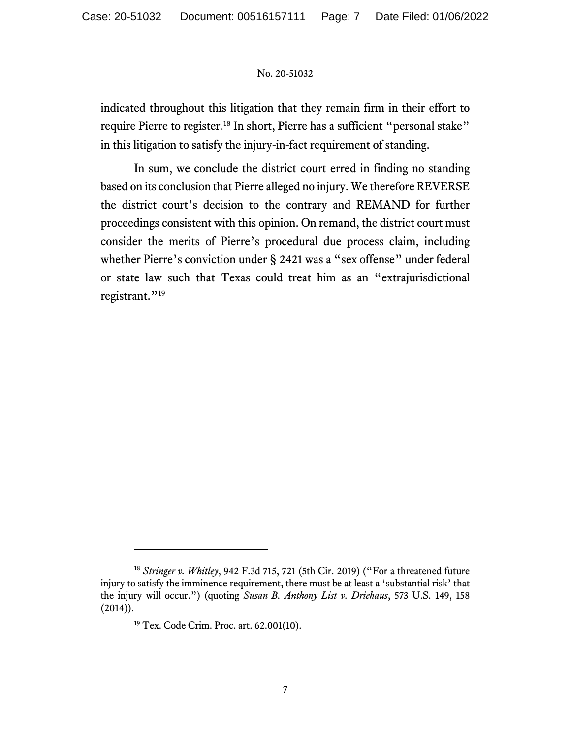indicated throughout this litigation that they remain firm in their effort to require Pierre to register.[18] In short, Pierre has a sufficient "personal stake" in this litigation to satisfy the injury-in-fact requirement of standing.

In sum, we conclude the district court erred in finding no standing based on its conclusion that Pierre alleged no injury. We therefore REVERSE the district court's decision to the contrary and REMAND for further proceedings consistent with this opinion. On remand, the district court must consider the merits of Pierre's procedural due process claim, including whether Pierre's conviction under § 2421 was a "sex offense" under federal or state law such that Texas could treat him as an "extrajurisdictional registrant."[19]

---

[18] *Stringer v. Whitley*, 942 F.3d 715, 721 (5th Cir. 2019) ("For a threatened future injury to satisfy the imminence requirement, there must be at least a 'substantial risk' that the injury will occur.") (quoting *Susan B. Anthony List v. Driehaus*, 573 U.S. 149, 158 (2014)).

[19] Tex. Code Crim. Proc. art. 62.001(10).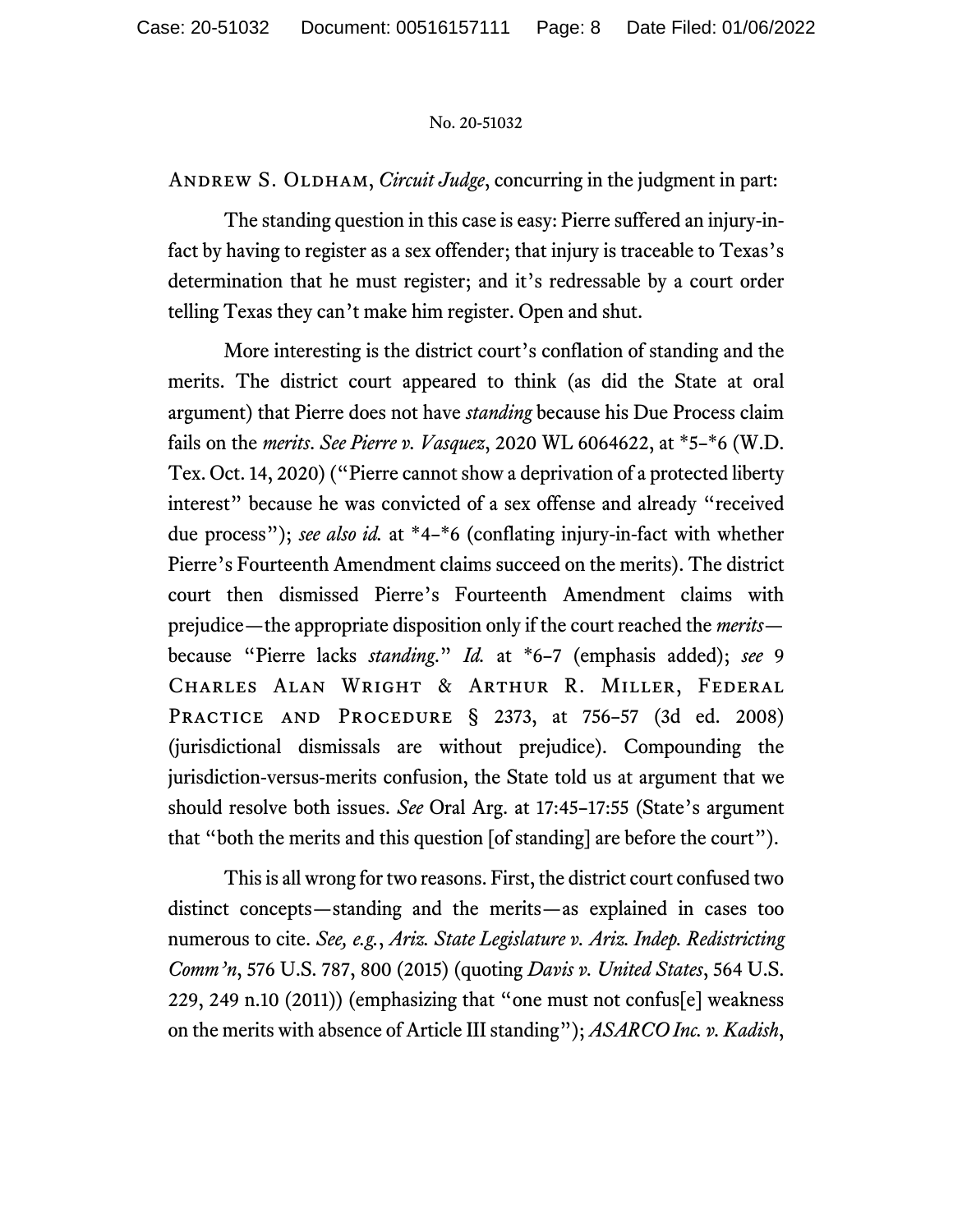Andrew S. Oldham, *Circuit Judge*, concurring in the judgment in part:

The standing question in this case is easy: Pierre suffered an injury-in-fact by having to register as a sex offender; that injury is traceable to Texas's determination that he must register; and it's redressable by a court order telling Texas they can't make him register. Open and shut.

More interesting is the district court's conflation of standing and the merits. The district court appeared to think (as did the State at oral argument) that Pierre does not have *standing* because his Due Process claim fails on the *merits*. *See Pierre v. Vasquez*, 2020 WL 6064622, at *5–*6 (W.D. Tex. Oct. 14, 2020) ("Pierre cannot show a deprivation of a protected liberty interest" because he was convicted of a sex offense and already "received due process"); *see also id.* at *4–*6 (conflating injury-in-fact with whether Pierre's Fourteenth Amendment claims succeed on the merits). The district court then dismissed Pierre's Fourteenth Amendment claims with prejudice—the appropriate disposition only if the court reached the *merits*—because "Pierre lacks *standing*." *Id.* at *6–7 (emphasis added); *see* 9 Charles Alan Wright & Arthur R. Miller, Federal Practice and Procedure § 2373, at 756–57 (3d ed. 2008) (jurisdictional dismissals are without prejudice). Compounding the jurisdiction-versus-merits confusion, the State told us at argument that we should resolve both issues. *See* Oral Arg. at 17:45–17:55 (State's argument that "both the merits and this question [of standing] are before the court").

This is all wrong for two reasons. First, the district court confused two distinct concepts—standing and the merits—as explained in cases too numerous to cite. *See, e.g.*, *Ariz. State Legislature v. Ariz. Indep. Redistricting Comm'n*, 576 U.S. 787, 800 (2015) (quoting *Davis v. United States*, 564 U.S. 229, 249 n.10 (2011)) (emphasizing that "one must not confus[e] weakness on the merits with absence of Article III standing"); *ASARCO Inc. v. Kadish*,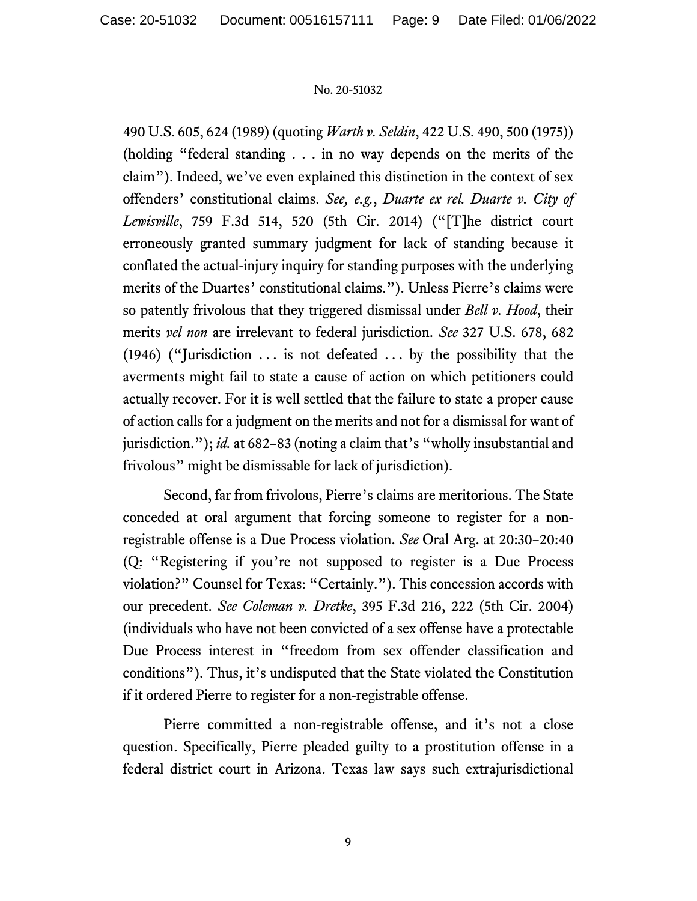490 U.S. 605, 624 (1989) (quoting *Warth v. Seldin*, 422 U.S. 490, 500 (1975)) (holding "federal standing . . . in no way depends on the merits of the claim"). Indeed, we've even explained this distinction in the context of sex offenders' constitutional claims. *See, e.g.*, *Duarte ex rel. Duarte v. City of Lewisville*, 759 F.3d 514, 520 (5th Cir. 2014) ("[T]he district court erroneously granted summary judgment for lack of standing because it conflated the actual-injury inquiry for standing purposes with the underlying merits of the Duartes' constitutional claims."). Unless Pierre's claims were so patently frivolous that they triggered dismissal under *Bell v. Hood*, their merits *vel non* are irrelevant to federal jurisdiction. *See* 327 U.S. 678, 682 (1946) ("Jurisdiction . . . is not defeated . . . by the possibility that the averments might fail to state a cause of action on which petitioners could actually recover. For it is well settled that the failure to state a proper cause of action calls for a judgment on the merits and not for a dismissal for want of jurisdiction."); *id.* at 682–83 (noting a claim that's "wholly insubstantial and frivolous" might be dismissable for lack of jurisdiction).

Second, far from frivolous, Pierre's claims are meritorious. The State conceded at oral argument that forcing someone to register for a non-registrable offense is a Due Process violation. *See* Oral Arg. at 20:30–20:40 (Q: "Registering if you're not supposed to register is a Due Process violation?" Counsel for Texas: "Certainly."). This concession accords with our precedent. *See Coleman v. Dretke*, 395 F.3d 216, 222 (5th Cir. 2004) (individuals who have not been convicted of a sex offense have a protectable Due Process interest in "freedom from sex offender classification and conditions"). Thus, it's undisputed that the State violated the Constitution if it ordered Pierre to register for a non-registrable offense.

Pierre committed a non-registrable offense, and it's not a close question. Specifically, Pierre pleaded guilty to a prostitution offense in a federal district court in Arizona. Texas law says such extrajurisdictional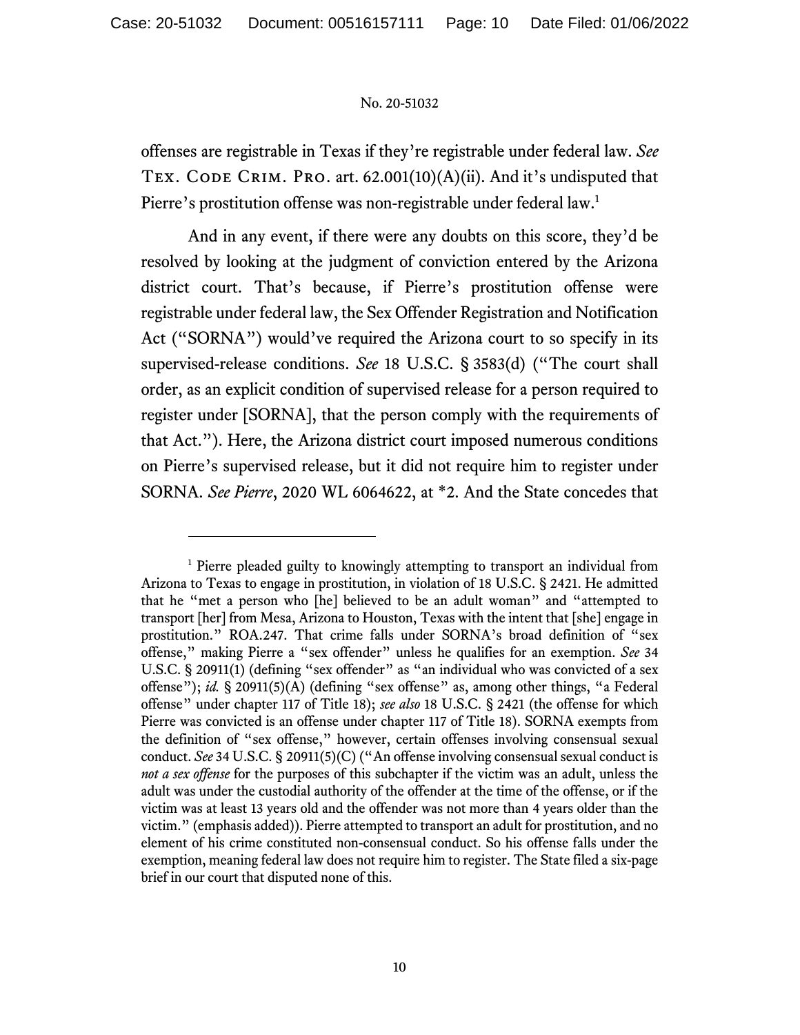offenses are registrable in Texas if they're registrable under federal law. *See* Tex. Code Crim. Pro. art. 62.001(10)(A)(ii). And it's undisputed that Pierre's prostitution offense was non-registrable under federal law.[1]

And in any event, if there were any doubts on this score, they'd be resolved by looking at the judgment of conviction entered by the Arizona district court. That's because, if Pierre's prostitution offense were registrable under federal law, the Sex Offender Registration and Notification Act ("SORNA") would've required the Arizona court to so specify in its supervised-release conditions. *See* 18 U.S.C. § 3583(d) ("The court shall order, as an explicit condition of supervised release for a person required to register under [SORNA], that the person comply with the requirements of that Act."). Here, the Arizona district court imposed numerous conditions on Pierre's supervised release, but it did not require him to register under SORNA. *See Pierre*, 2020 WL 6064622, at *2. And the State concedes that

---

[1] Pierre pleaded guilty to knowingly attempting to transport an individual from Arizona to Texas to engage in prostitution, in violation of 18 U.S.C. § 2421. He admitted that he "met a person who [he] believed to be an adult woman" and "attempted to transport [her] from Mesa, Arizona to Houston, Texas with the intent that [she] engage in prostitution." ROA.247. That crime falls under SORNA's broad definition of "sex offense," making Pierre a "sex offender" unless he qualifies for an exemption. *See* 34 U.S.C. § 20911(1) (defining "sex offender" as "an individual who was convicted of a sex offense"); *id.* § 20911(5)(A) (defining "sex offense" as, among other things, "a Federal offense" under chapter 117 of Title 18); *see also* 18 U.S.C. § 2421 (the offense for which Pierre was convicted is an offense under chapter 117 of Title 18). SORNA exempts from the definition of "sex offense," however, certain offenses involving consensual sexual conduct. *See* 34 U.S.C. § 20911(5)(C) ("An offense involving consensual sexual conduct is *not a sex offense* for the purposes of this subchapter if the victim was an adult, unless the adult was under the custodial authority of the offender at the time of the offense, or if the victim was at least 13 years old and the offender was not more than 4 years older than the victim." (emphasis added)). Pierre attempted to transport an adult for prostitution, and no element of his crime constituted non-consensual conduct. So his offense falls under the exemption, meaning federal law does not require him to register. The State filed a six-page brief in our court that disputed none of this.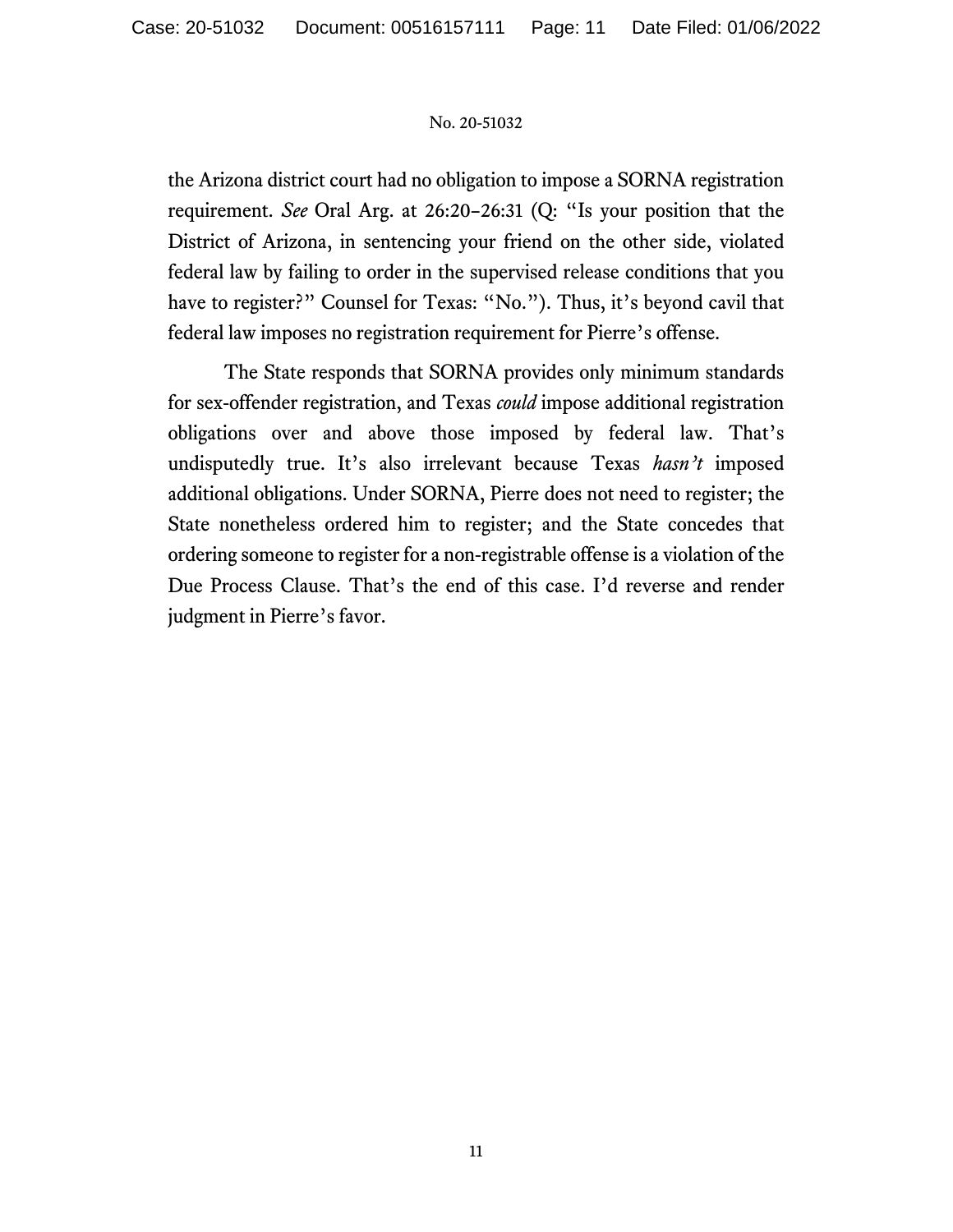the Arizona district court had no obligation to impose a SORNA registration requirement. *See* Oral Arg. at 26:20–26:31 (Q: "Is your position that the District of Arizona, in sentencing your friend on the other side, violated federal law by failing to order in the supervised release conditions that you have to register?" Counsel for Texas: "No."). Thus, it's beyond cavil that federal law imposes no registration requirement for Pierre's offense.

The State responds that SORNA provides only minimum standards for sex-offender registration, and Texas *could* impose additional registration obligations over and above those imposed by federal law. That's undisputedly true. It's also irrelevant because Texas *hasn't* imposed additional obligations. Under SORNA, Pierre does not need to register; the State nonetheless ordered him to register; and the State concedes that ordering someone to register for a non-registrable offense is a violation of the Due Process Clause. That's the end of this case. I'd reverse and render judgment in Pierre's favor.